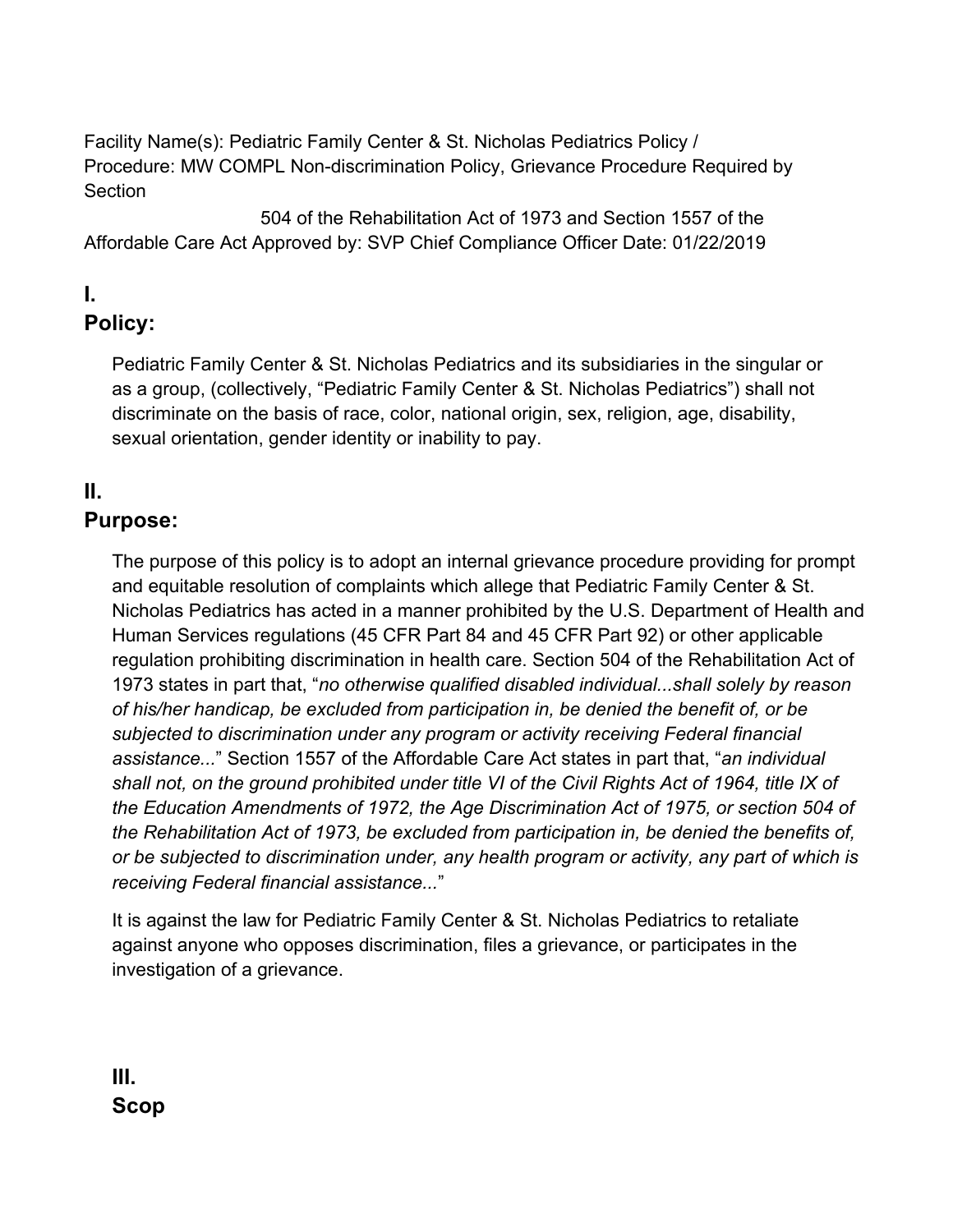Facility Name(s): Pediatric Family Center & St. Nicholas Pediatrics Policy / Procedure: MW COMPL Non-discrimination Policy, Grievance Procedure Required by Section 504 of the Rehabilitation Act of 1973 and Section 1557 of the Affordable Care Act Approved by: SVP Chief Compliance Officer Date: 01/22/2019

## I. Policy:

Pediatric Family Center & St. Nicholas Pediatrics and its subsidiaries in the singular or as a group, (collectively, "Pediatric Family Center & St. Nicholas Pediatrics") shall not discriminate on the basis of race, color, national origin, sex, religion, age, disability, sexual orientation, gender identity or inability to pay.

## II. Purpose:

The purpose of this policy is to adopt an internal grievance procedure providing for prompt and equitable resolution of complaints which allege that Pediatric Family Center & St. Nicholas Pediatrics has acted in a manner prohibited by the U.S. Department of Health and Human Services regulations (45 CFR Part 84 and 45 CFR Part 92) or other applicable regulation prohibiting discrimination in health care. Section 504 of the Rehabilitation Act of 1973 states in part that, "*no otherwise qualified disabled individual...shall solely by reason of his/her handicap, be excluded from participation in, be denied the benefit of, or be subjected to discrimination under any program or activity receiving Federal financial assistance...*" Section 1557 of the Affordable Care Act states in part that, "*an individual shall not, on the ground prohibited under title VI of the Civil Rights Act of 1964, title IX of the Education Amendments of 1972, the Age Discrimination Act of 1975, or section 504 of the Rehabilitation Act of 1973, be excluded from participation in, be denied the benefits of, or be subjected to discrimination under, any health program or activity, any part of which is receiving Federal financial assistance...*"

It is against the law for Pediatric Family Center & St. Nicholas Pediatrics to retaliate against anyone who opposes discrimination, files a grievance, or participates in the investigation of a grievance.

## III. Scop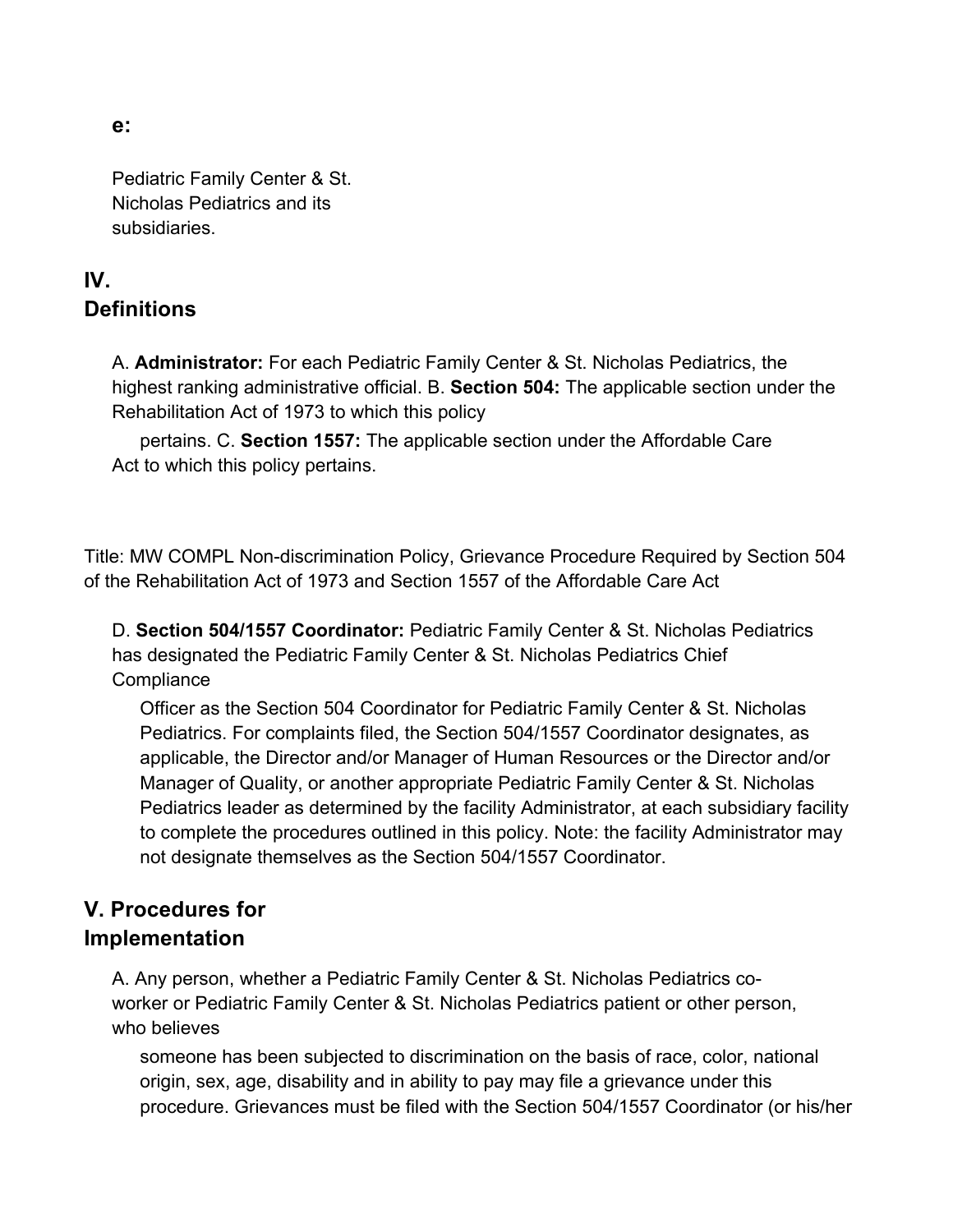**e:**

Pediatric Family Center & St. Nicholas Pediatrics and its subsidiaries.

## IV. Definitions

A. **Administrator:** For each Pediatric Family Center & St. Nicholas Pediatrics, the highest ranking administrative official. B. **Section 504:** The applicable section under the Rehabilitation Act of 1973 to which this policy pertains. C. **Section 1557:** The applicable section under the Affordable Care Act to which this policy pertains.

Title: MW COMPL Non-discrimination Policy, Grievance Procedure Required by Section 504 of the Rehabilitation Act of 1973 and Section 1557 of the Affordable Care Act

D. **Section 504/1557 Coordinator:** Pediatric Family Center & St. Nicholas Pediatrics has designated the Pediatric Family Center & St. Nicholas Pediatrics Chief Compliance Officer as the Section 504 Coordinator for Pediatric Family Center & St. Nicholas Pediatrics. For complaints filed, the Section 504/1557 Coordinator designates, as applicable, the Director and/or Manager of Human Resources or the Director and/or Manager of Quality, or another appropriate Pediatric Family Center & St. Nicholas Pediatrics leader as determined by the facility Administrator, at each subsidiary facility to complete the procedures outlined in this policy. Note: the facility Administrator may not designate themselves as the Section 504/1557 Coordinator.

## V. Procedures for Implementation

A. Any person, whether a Pediatric Family Center & St. Nicholas Pediatrics co-worker or Pediatric Family Center & St. Nicholas Pediatrics patient or other person, who believes someone has been subjected to discrimination on the basis of race, color, national origin, sex, age, disability and in ability to pay may file a grievance under this procedure. Grievances must be filed with the Section 504/1557 Coordinator (or his/her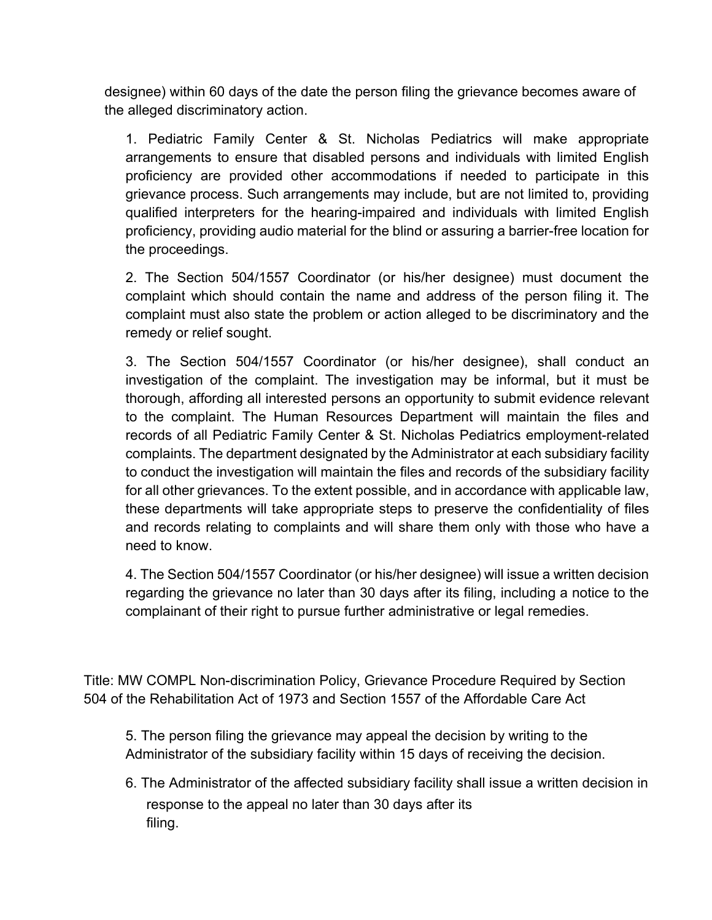designee) within 60 days of the date the person filing the grievance becomes aware of the alleged discriminatory action.

1. Pediatric Family Center & St. Nicholas Pediatrics will make appropriate arrangements to ensure that disabled persons and individuals with limited English proficiency are provided other accommodations if needed to participate in this grievance process. Such arrangements may include, but are not limited to, providing qualified interpreters for the hearing-impaired and individuals with limited English proficiency, providing audio material for the blind or assuring a barrier-free location for the proceedings.

2. The Section 504/1557 Coordinator (or his/her designee) must document the complaint which should contain the name and address of the person filing it. The complaint must also state the problem or action alleged to be discriminatory and the remedy or relief sought.

3. The Section 504/1557 Coordinator (or his/her designee), shall conduct an investigation of the complaint. The investigation may be informal, but it must be thorough, affording all interested persons an opportunity to submit evidence relevant to the complaint. The Human Resources Department will maintain the files and records of all Pediatric Family Center & St. Nicholas Pediatrics employment-related complaints. The department designated by the Administrator at each subsidiary facility to conduct the investigation will maintain the files and records of the subsidiary facility for all other grievances. To the extent possible, and in accordance with applicable law, these departments will take appropriate steps to preserve the confidentiality of files and records relating to complaints and will share them only with those who have a need to know.

4. The Section 504/1557 Coordinator (or his/her designee) will issue a written decision regarding the grievance no later than 30 days after its filing, including a notice to the complainant of their right to pursue further administrative or legal remedies.

5. The person filing the grievance may appeal the decision by writing to the Administrator of the subsidiary facility within 15 days of receiving the decision.

6. The Administrator of the affected subsidiary facility shall issue a written decision in response to the appeal no later than 30 days after its filing.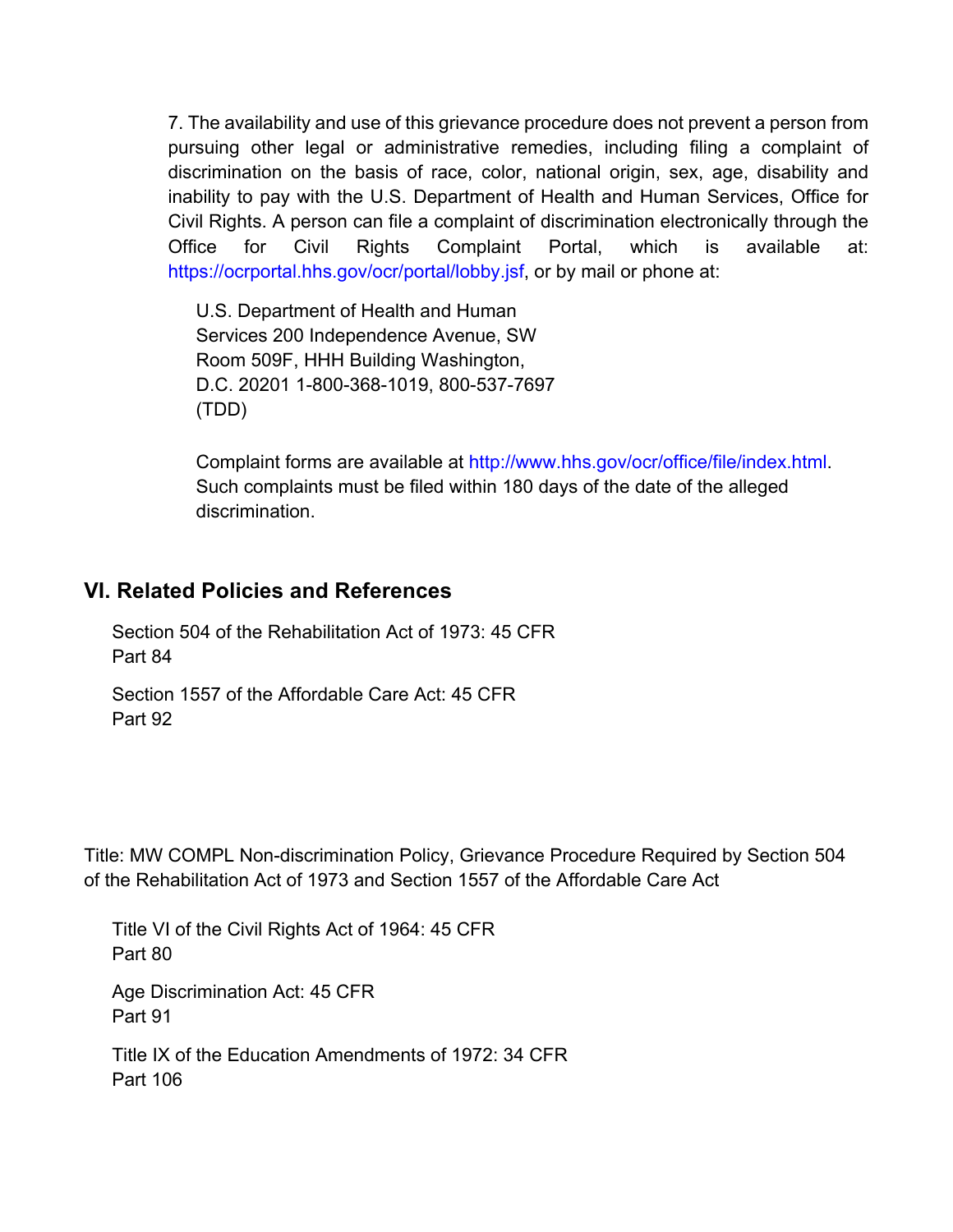7. The availability and use of this grievance procedure does not prevent a person from pursuing other legal or administrative remedies, including filing a complaint of discrimination on the basis of race, color, national origin, sex, age, disability and inability to pay with the U.S. Department of Health and Human Services, Office for Civil Rights. A person can file a complaint of discrimination electronically through the Office for Civil Rights Complaint Portal, which is available at: https://ocrportal.hhs.gov/ocr/portal/lobby.jsf, or by mail or phone at:

U.S. Department of Health and Human Services 200 Independence Avenue, SW Room 509F, HHH Building Washington, D.C. 20201 1-800-368-1019, 800-537-7697 (TDD)

Complaint forms are available at http://www.hhs.gov/ocr/office/file/index.html. Such complaints must be filed within 180 days of the date of the alleged discrimination.

## VI. Related Policies and References

Section 504 of the Rehabilitation Act of 1973: 45 CFR Part 84

Section 1557 of the Affordable Care Act: 45 CFR Part 92

Title VI of the Civil Rights Act of 1964: 45 CFR Part 80

Age Discrimination Act: 45 CFR Part 91

Title IX of the Education Amendments of 1972: 34 CFR Part 106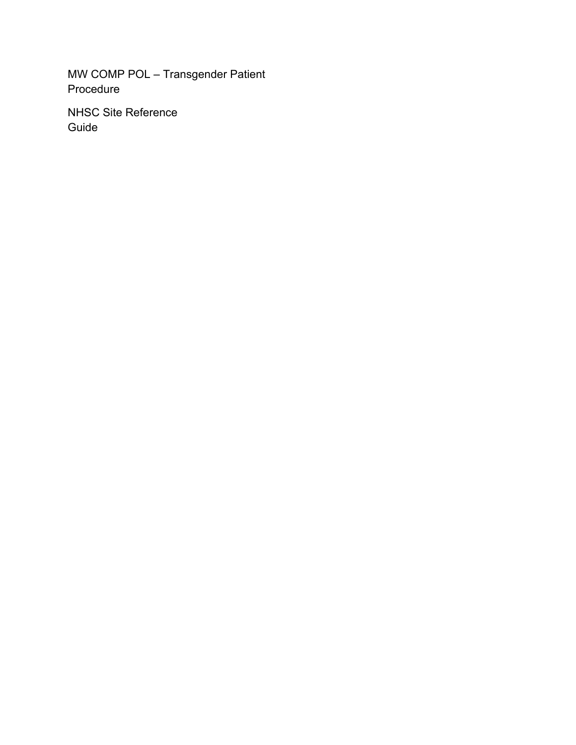MW COMP POL – Transgender Patient Procedure

NHSC Site Reference Guide